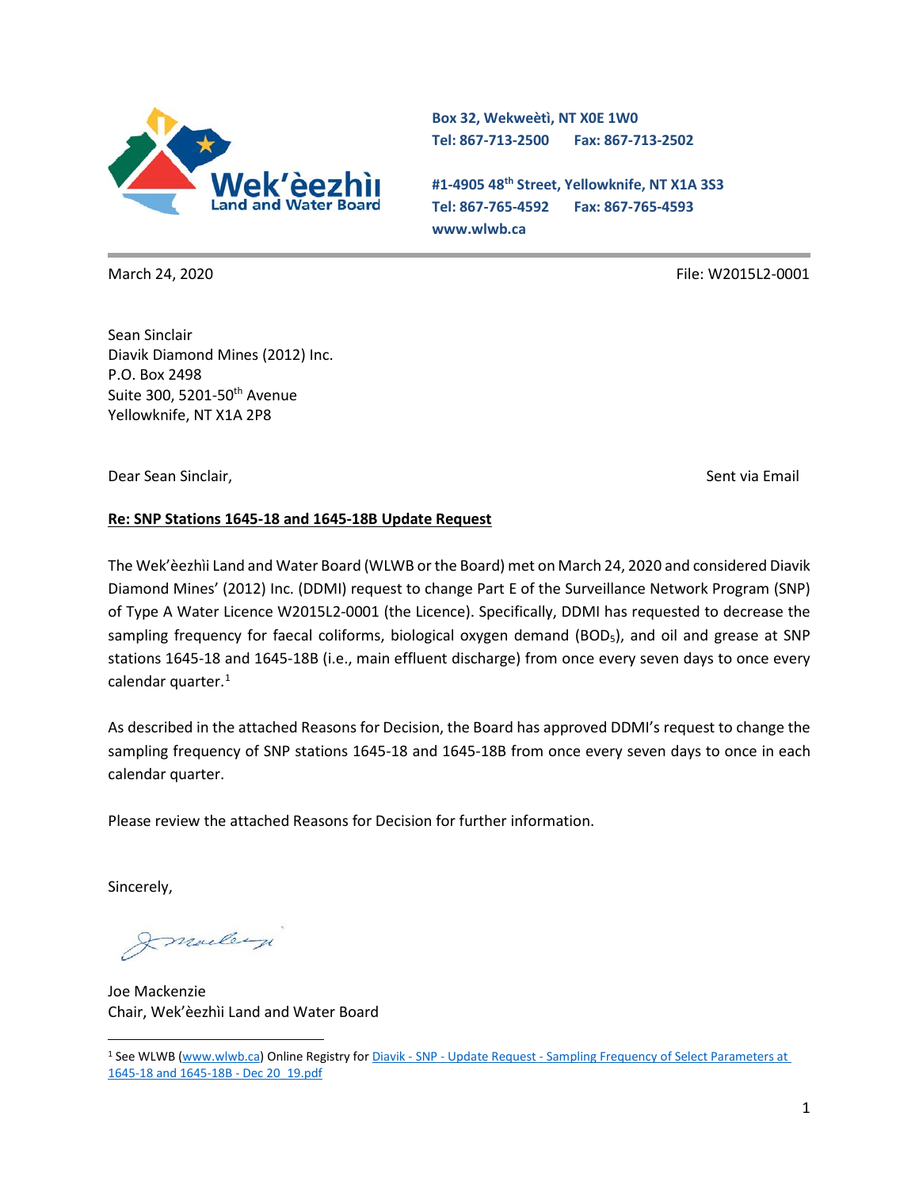Wek'èezhìı Land and Water Board

Box 32, Wekweètì, NT X0E 1W0
Tel: 867-713-2500 Fax: 867-713-2502

#1-4905 48th Street, Yellowknife, NT X1A 3S3
Tel: 867-765-4592 Fax: 867-765-4593
www.wlwb.ca

March 24, 2020

File: W2015L2-0001

Sean Sinclair
Diavik Diamond Mines (2012) Inc.
P.O. Box 2498
Suite 300, 5201-50th Avenue
Yellowknife, NT X1A 2P8

Dear Sean Sinclair,

Sent via Email

**Re: SNP Stations 1645-18 and 1645-18B Update Request**

The Wek'èezhìı Land and Water Board (WLWB or the Board) met on March 24, 2020 and considered Diavik Diamond Mines' (2012) Inc. (DDMI) request to change Part E of the Surveillance Network Program (SNP) of Type A Water Licence W2015L2-0001 (the Licence). Specifically, DDMI has requested to decrease the sampling frequency for faecal coliforms, biological oxygen demand ($BOD_5$), and oil and grease at SNP stations 1645-18 and 1645-18B (i.e., main effluent discharge) from once every seven days to once every calendar quarter.[1]

As described in the attached Reasons for Decision, the Board has approved DDMI's request to change the sampling frequency of SNP stations 1645-18 and 1645-18B from once every seven days to once in each calendar quarter.

Please review the attached Reasons for Decision for further information.

Sincerely,

Joe Mackenzie
Chair, Wek'èezhìı Land and Water Board

[1] See WLWB (www.wlwb.ca) Online Registry for Diavik - SNP - Update Request - Sampling Frequency of Select Parameters at 1645-18 and 1645-18B - Dec 20_19.pdf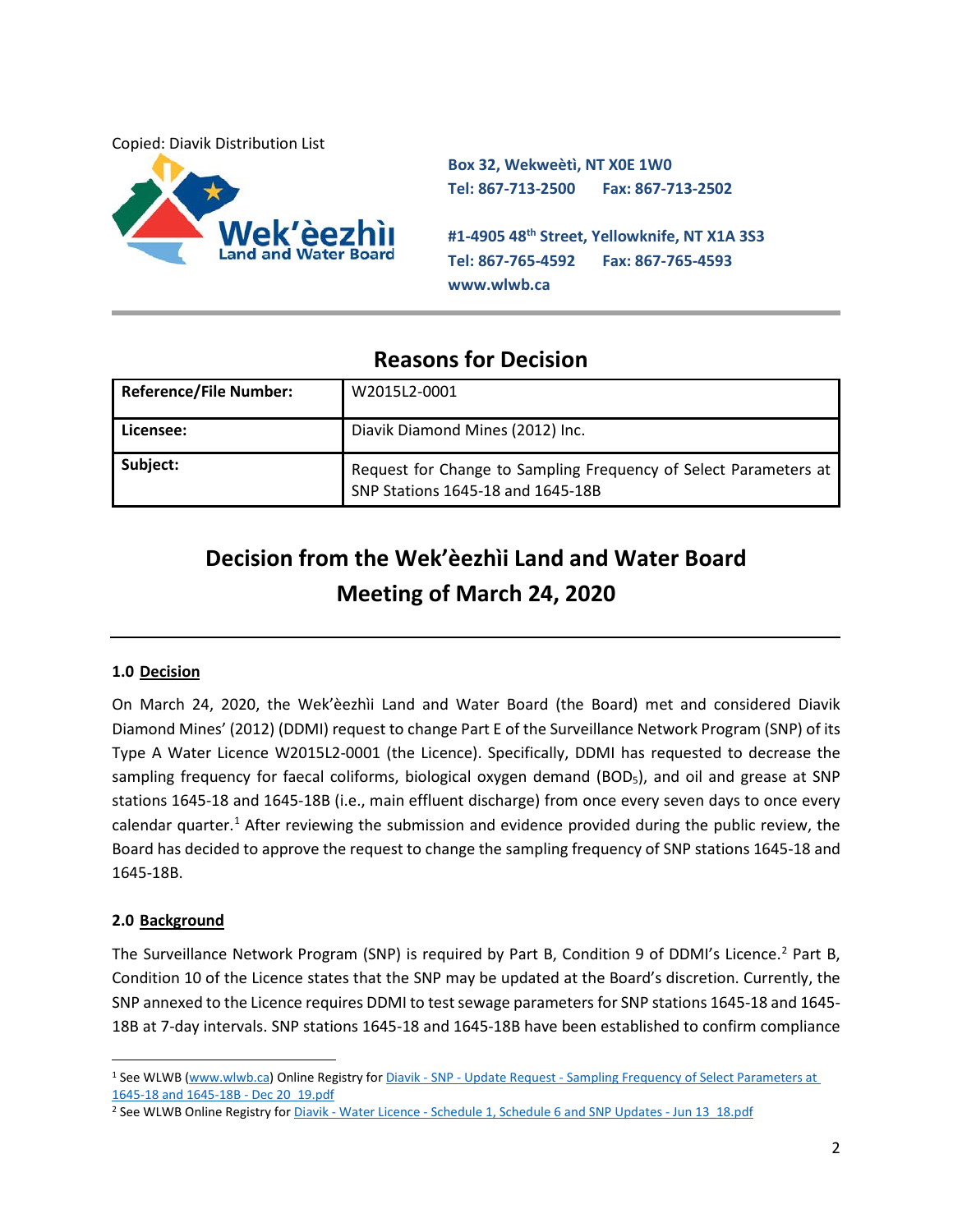Copied: Diavik Distribution List

**Wek'èezhìı Land and Water Board**

**Box 32, Wekweètì, NT X0E 1W0**
**Tel: 867-713-2500 Fax: 867-713-2502**

**#1-4905 48th Street, Yellowknife, NT X1A 3S3**
**Tel: 867-765-4592 Fax: 867-765-4593**
**www.wlwb.ca**

## Reasons for Decision

| **Reference/File Number:** | W2015L2-0001 |
|---|---|
| **Licensee:** | Diavik Diamond Mines (2012) Inc. |
| **Subject:** | Request for Change to Sampling Frequency of Select Parameters at SNP Stations 1645-18 and 1645-18B |

# Decision from the Wek'èezhìı Land and Water Board Meeting of March 24, 2020

### 1.0 Decision

On March 24, 2020, the Wek'èezhìı Land and Water Board (the Board) met and considered Diavik Diamond Mines' (2012) (DDMI) request to change Part E of the Surveillance Network Program (SNP) of its Type A Water Licence W2015L2-0001 (the Licence). Specifically, DDMI has requested to decrease the sampling frequency for faecal coliforms, biological oxygen demand ($BOD_5$), and oil and grease at SNP stations 1645-18 and 1645-18B (i.e., main effluent discharge) from once every seven days to once every calendar quarter.[1] After reviewing the submission and evidence provided during the public review, the Board has decided to approve the request to change the sampling frequency of SNP stations 1645-18 and 1645-18B.

### 2.0 Background

The Surveillance Network Program (SNP) is required by Part B, Condition 9 of DDMI's Licence.[2] Part B, Condition 10 of the Licence states that the SNP may be updated at the Board's discretion. Currently, the SNP annexed to the Licence requires DDMI to test sewage parameters for SNP stations 1645-18 and 1645-18B at 7-day intervals. SNP stations 1645-18 and 1645-18B have been established to confirm compliance

---

[1] See WLWB (www.wlwb.ca) Online Registry for Diavik - SNP - Update Request - Sampling Frequency of Select Parameters at 1645-18 and 1645-18B - Dec 20_19.pdf

[2] See WLWB Online Registry for Diavik - Water Licence - Schedule 1, Schedule 6 and SNP Updates - Jun 13_18.pdf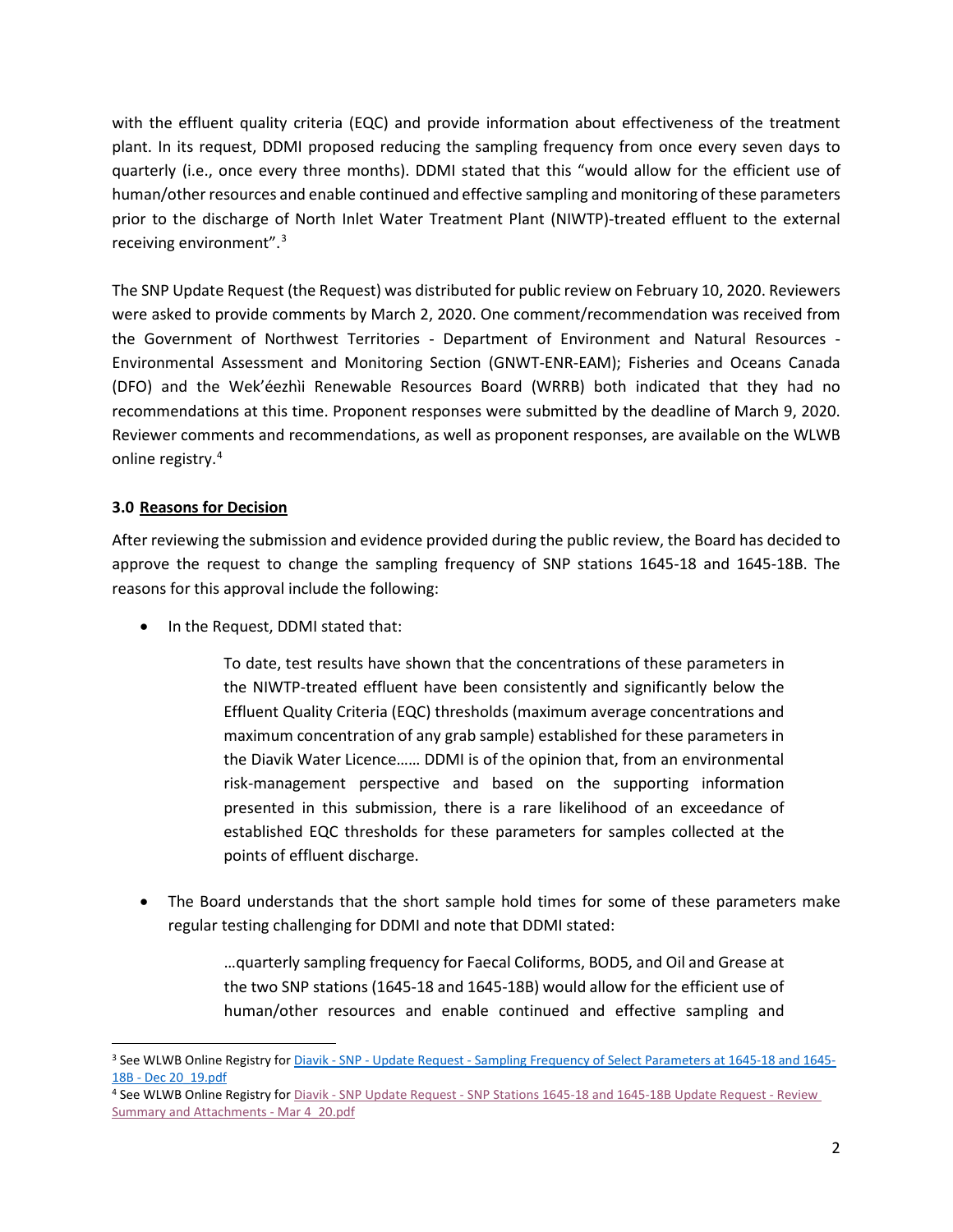with the effluent quality criteria (EQC) and provide information about effectiveness of the treatment plant. In its request, DDMI proposed reducing the sampling frequency from once every seven days to quarterly (i.e., once every three months). DDMI stated that this "would allow for the efficient use of human/other resources and enable continued and effective sampling and monitoring of these parameters prior to the discharge of North Inlet Water Treatment Plant (NIWTP)-treated effluent to the external receiving environment".[3]

The SNP Update Request (the Request) was distributed for public review on February 10, 2020. Reviewers were asked to provide comments by March 2, 2020. One comment/recommendation was received from the Government of Northwest Territories - Department of Environment and Natural Resources - Environmental Assessment and Monitoring Section (GNWT-ENR-EAM); Fisheries and Oceans Canada (DFO) and the Wek'èezhìi Renewable Resources Board (WRRB) both indicated that they had no recommendations at this time. Proponent responses were submitted by the deadline of March 9, 2020. Reviewer comments and recommendations, as well as proponent responses, are available on the WLWB online registry.[4]

### 3.0 Reasons for Decision

After reviewing the submission and evidence provided during the public review, the Board has decided to approve the request to change the sampling frequency of SNP stations 1645-18 and 1645-18B. The reasons for this approval include the following:

- In the Request, DDMI stated that:

  > To date, test results have shown that the concentrations of these parameters in the NIWTP-treated effluent have been consistently and significantly below the Effluent Quality Criteria (EQC) thresholds (maximum average concentrations and maximum concentration of any grab sample) established for these parameters in the Diavik Water Licence…… DDMI is of the opinion that, from an environmental risk-management perspective and based on the supporting information presented in this submission, there is a rare likelihood of an exceedance of established EQC thresholds for these parameters for samples collected at the points of effluent discharge.

- The Board understands that the short sample hold times for some of these parameters make regular testing challenging for DDMI and note that DDMI stated:

  > …quarterly sampling frequency for Faecal Coliforms, BOD5, and Oil and Grease at the two SNP stations (1645-18 and 1645-18B) would allow for the efficient use of human/other resources and enable continued and effective sampling and

---

[3] See WLWB Online Registry for Diavik - SNP - Update Request - Sampling Frequency of Select Parameters at 1645-18 and 1645-18B - Dec 20_19.pdf

[4] See WLWB Online Registry for Diavik - SNP Update Request - SNP Stations 1645-18 and 1645-18B Update Request - Review Summary and Attachments - Mar 4_20.pdf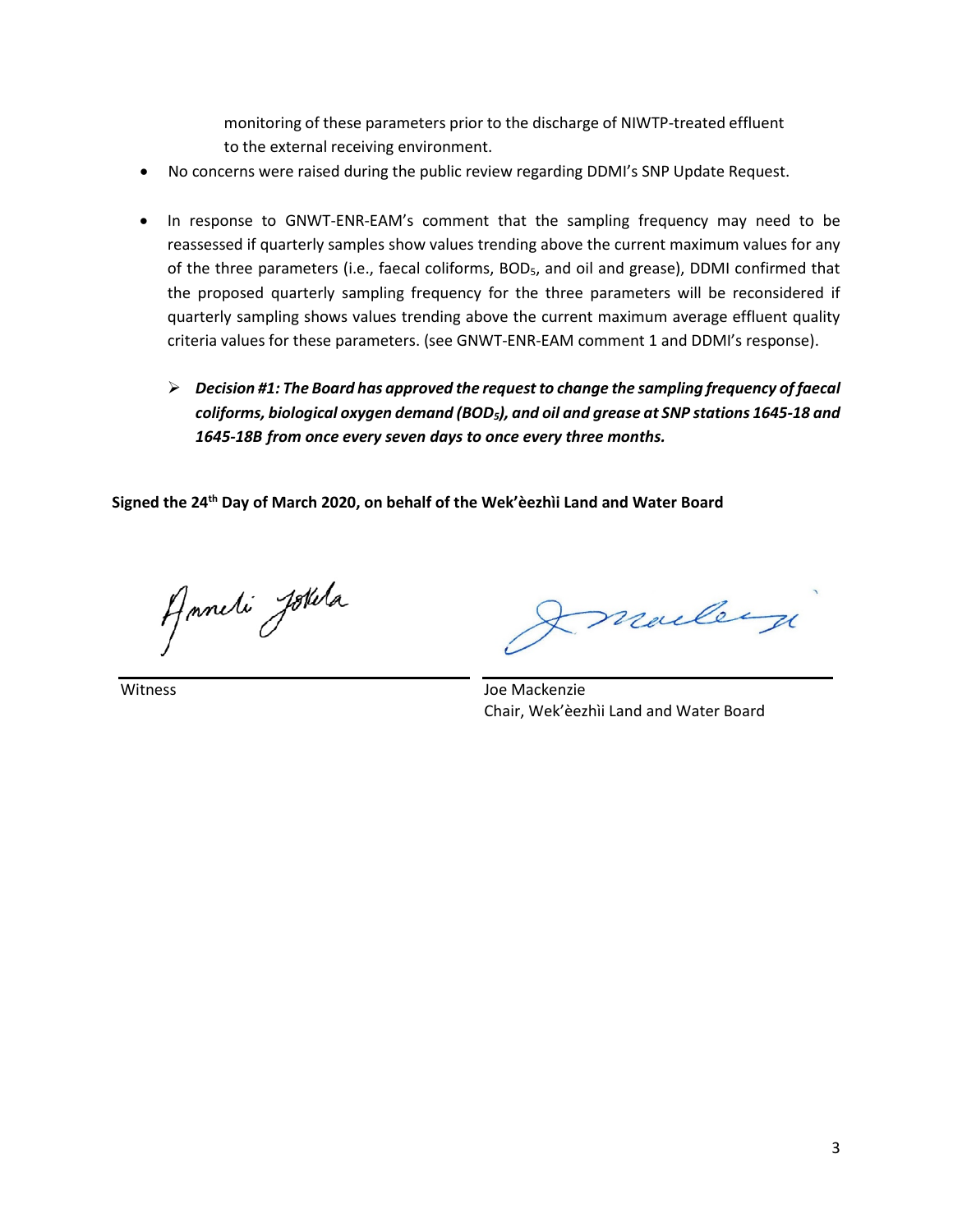monitoring of these parameters prior to the discharge of NIWTP-treated effluent to the external receiving environment.

- No concerns were raised during the public review regarding DDMI's SNP Update Request.

- In response to GNWT-ENR-EAM's comment that the sampling frequency may need to be reassessed if quarterly samples show values trending above the current maximum values for any of the three parameters (i.e., faecal coliforms, $BOD_5$, and oil and grease), DDMI confirmed that the proposed quarterly sampling frequency for the three parameters will be reconsidered if quarterly sampling shows values trending above the current maximum average effluent quality criteria values for these parameters. (see GNWT-ENR-EAM comment 1 and DDMI's response).

    - ***Decision #1: The Board has approved the request to change the sampling frequency of faecal coliforms, biological oxygen demand ($BOD_5$), and oil and grease at SNP stations 1645-18 and 1645-18B from once every seven days to once every three months.***

**Signed the 24th Day of March 2020, on behalf of the Wek'èezhìi Land and Water Board**

Witness

Joe Mackenzie
Chair, Wek'èezhìi Land and Water Board